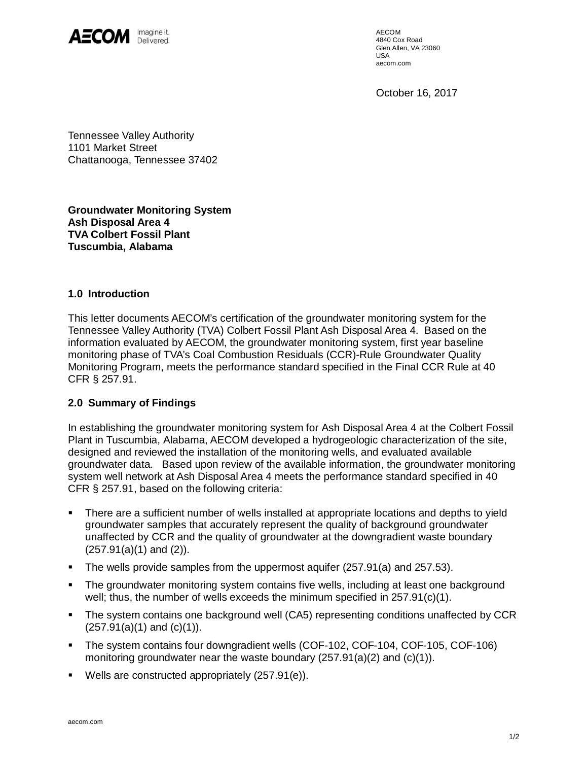AECOM
4840 Cox Road
Glen Allen, VA 23060
USA
aecom.com

October 16, 2017

Tennessee Valley Authority
1101 Market Street
Chattanooga, Tennessee 37402

**Groundwater Monitoring System**
**Ash Disposal Area 4**
**TVA Colbert Fossil Plant**
**Tuscumbia, Alabama**

## 1.0 Introduction

This letter documents AECOM's certification of the groundwater monitoring system for the Tennessee Valley Authority (TVA) Colbert Fossil Plant Ash Disposal Area 4. Based on the information evaluated by AECOM, the groundwater monitoring system, first year baseline monitoring phase of TVA's Coal Combustion Residuals (CCR)-Rule Groundwater Quality Monitoring Program, meets the performance standard specified in the Final CCR Rule at 40 CFR § 257.91.

## 2.0 Summary of Findings

In establishing the groundwater monitoring system for Ash Disposal Area 4 at the Colbert Fossil Plant in Tuscumbia, Alabama, AECOM developed a hydrogeologic characterization of the site, designed and reviewed the installation of the monitoring wells, and evaluated available groundwater data. Based upon review of the available information, the groundwater monitoring system well network at Ash Disposal Area 4 meets the performance standard specified in 40 CFR § 257.91, based on the following criteria:

- There are a sufficient number of wells installed at appropriate locations and depths to yield groundwater samples that accurately represent the quality of background groundwater unaffected by CCR and the quality of groundwater at the downgradient waste boundary (257.91(a)(1) and (2)).
- The wells provide samples from the uppermost aquifer (257.91(a) and 257.53).
- The groundwater monitoring system contains five wells, including at least one background well; thus, the number of wells exceeds the minimum specified in 257.91(c)(1).
- The system contains one background well (CA5) representing conditions unaffected by CCR (257.91(a)(1) and (c)(1)).
- The system contains four downgradient wells (COF-102, COF-104, COF-105, COF-106) monitoring groundwater near the waste boundary (257.91(a)(2) and (c)(1)).
- Wells are constructed appropriately (257.91(e)).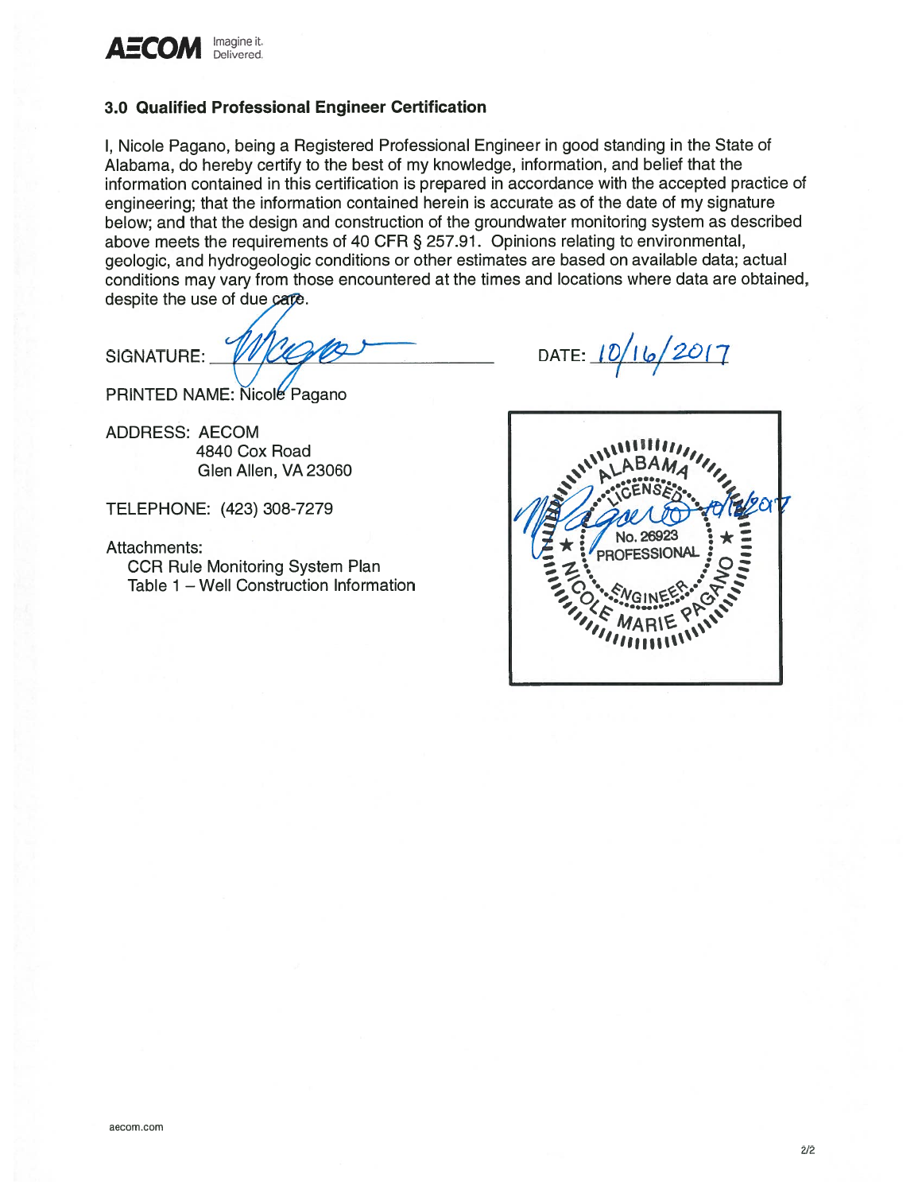### 3.0 Qualified Professional Engineer Certification

I, Nicole Pagano, being a Registered Professional Engineer in good standing in the State of Alabama, do hereby certify to the best of my knowledge, information, and belief that the information contained in this certification is prepared in accordance with the accepted practice of engineering; that the information contained herein is accurate as of the date of my signature below; and that the design and construction of the groundwater monitoring system as described above meets the requirements of 40 CFR § 257.91. Opinions relating to environmental, geologic, and hydrogeologic conditions or other estimates are based on available data; actual conditions may vary from those encountered at the times and locations where data are obtained, despite the use of due care.

SIGNATURE: ______________________ DATE: 10/16/2017

PRINTED NAME: Nicole Pagano

ADDRESS: AECOM
4840 Cox Road
Glen Allen, VA 23060

TELEPHONE: (423) 308-7279

Attachments:
CCR Rule Monitoring System Plan
Table 1 – Well Construction Information

ALABAMA LICENSED No. 26923 PROFESSIONAL ENGINEER NICOLE MARIE PAGANO 10/16/2017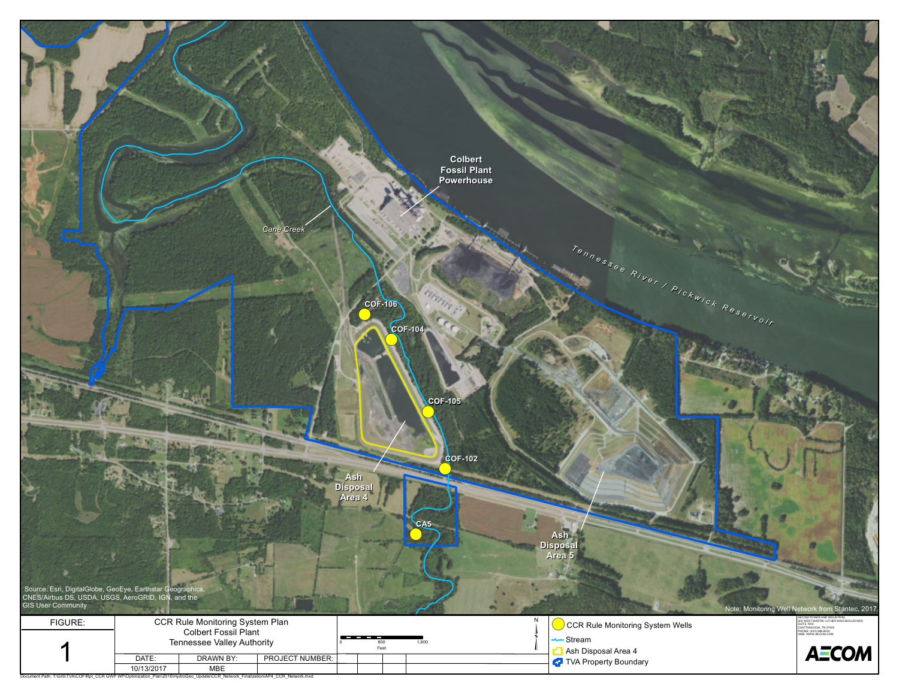Colbert Fossil Plant Powerhouse

Cane Creek

Tennessee River / Pickwick Reservoir

COF-106

COF-104

COF-105

COF-102

CA5

Ash Disposal Area 4

Ash Disposal Area 5

Source: Esri, DigitalGlobe, GeoEye, Earthstar Geographics, CNES/Airbus DS, USDA, USGS, AeroGRID, IGN, and the GIS User Community

Note: Monitoring Well Network from Stantec, 2017.

| FIGURE: | CCR Rule Monitoring System Plan Colbert Fossil Plant Tennessee Valley Authority | | |
|---|---|---|---|
| 1 | DATE: | DRAWN BY: | PROJECT NUMBER: |
| | 10/13/2017 | MBE | |

0 800 1,600 Feet

N

CCR Rule Monitoring System Wells

Stream

Ash Disposal Area 4

TVA Property Boundary

AECOM POWER AND INDUSTRIAL
300 WEST MARTIN LUTHER KING BOULEVARD
SUITE 1000
CHATTANOOGA, TN 37402
PHONE: (423) 648-8030
WEB: WWW.AECOM.COM

AECOM

Document Path: T:\GIS\TVA\COF\Rpt_CCR GWP WP\Optimization_Plan\2016\HydroGeo_Update\CCR_Network_Finalization\AP4_CCR_Network.mxd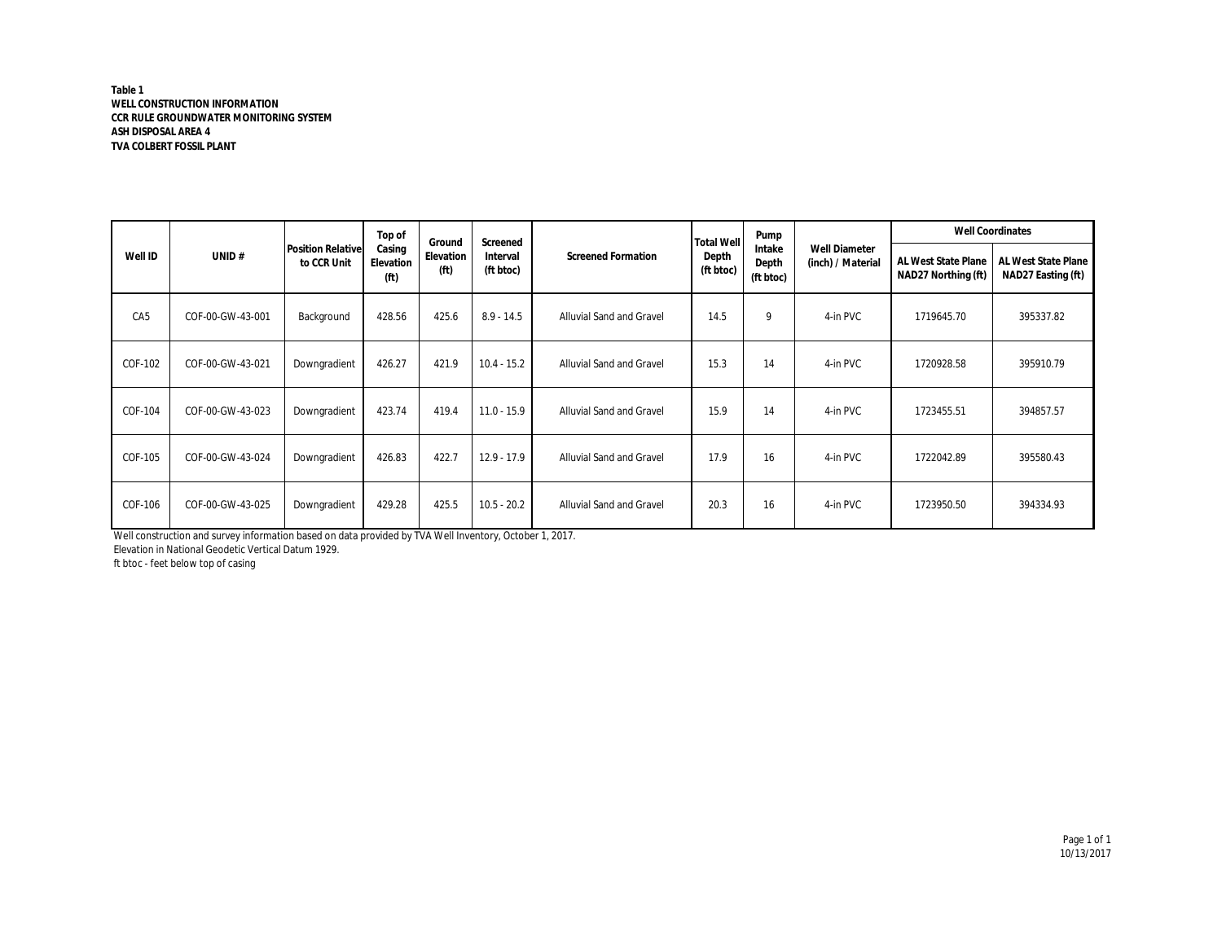**Table 1**
**WELL CONSTRUCTION INFORMATION**
**CCR RULE GROUNDWATER MONITORING SYSTEM**
**ASH DISPOSAL AREA 4**
**TVA COLBERT FOSSIL PLANT**

| Well ID | UNID # | Position Relative to CCR Unit | Top of Casing Elevation (ft) | Ground Elevation (ft) | Screened Interval (ft btoc) | Screened Formation | Total Well Depth (ft btoc) | Pump Intake Depth (ft btoc) | Well Diameter (inch) / Material | Well Coordinates | |
|---|---|---|---|---|---|---|---|---|---|---|---|
| | | | | | | | | | | AL West State Plane NAD27 Northing (ft) | AL West State Plane NAD27 Easting (ft) |
| CA5 | COF-00-GW-43-001 | Background | 428.56 | 425.6 | 8.9 - 14.5 | Alluvial Sand and Gravel | 14.5 | 9 | 4-in PVC | 1719645.70 | 395337.82 |
| COF-102 | COF-00-GW-43-021 | Downgradient | 426.27 | 421.9 | 10.4 - 15.2 | Alluvial Sand and Gravel | 15.3 | 14 | 4-in PVC | 1720928.58 | 395910.79 |
| COF-104 | COF-00-GW-43-023 | Downgradient | 423.74 | 419.4 | 11.0 - 15.9 | Alluvial Sand and Gravel | 15.9 | 14 | 4-in PVC | 1723455.51 | 394857.57 |
| COF-105 | COF-00-GW-43-024 | Downgradient | 426.83 | 422.7 | 12.9 - 17.9 | Alluvial Sand and Gravel | 17.9 | 16 | 4-in PVC | 1722042.89 | 395580.43 |
| COF-106 | COF-00-GW-43-025 | Downgradient | 429.28 | 425.5 | 10.5 - 20.2 | Alluvial Sand and Gravel | 20.3 | 16 | 4-in PVC | 1723950.50 | 394334.93 |

Well construction and survey information based on data provided by TVA Well Inventory, October 1, 2017.
Elevation in National Geodetic Vertical Datum 1929.
ft btoc - feet below top of casing

10/13/2017